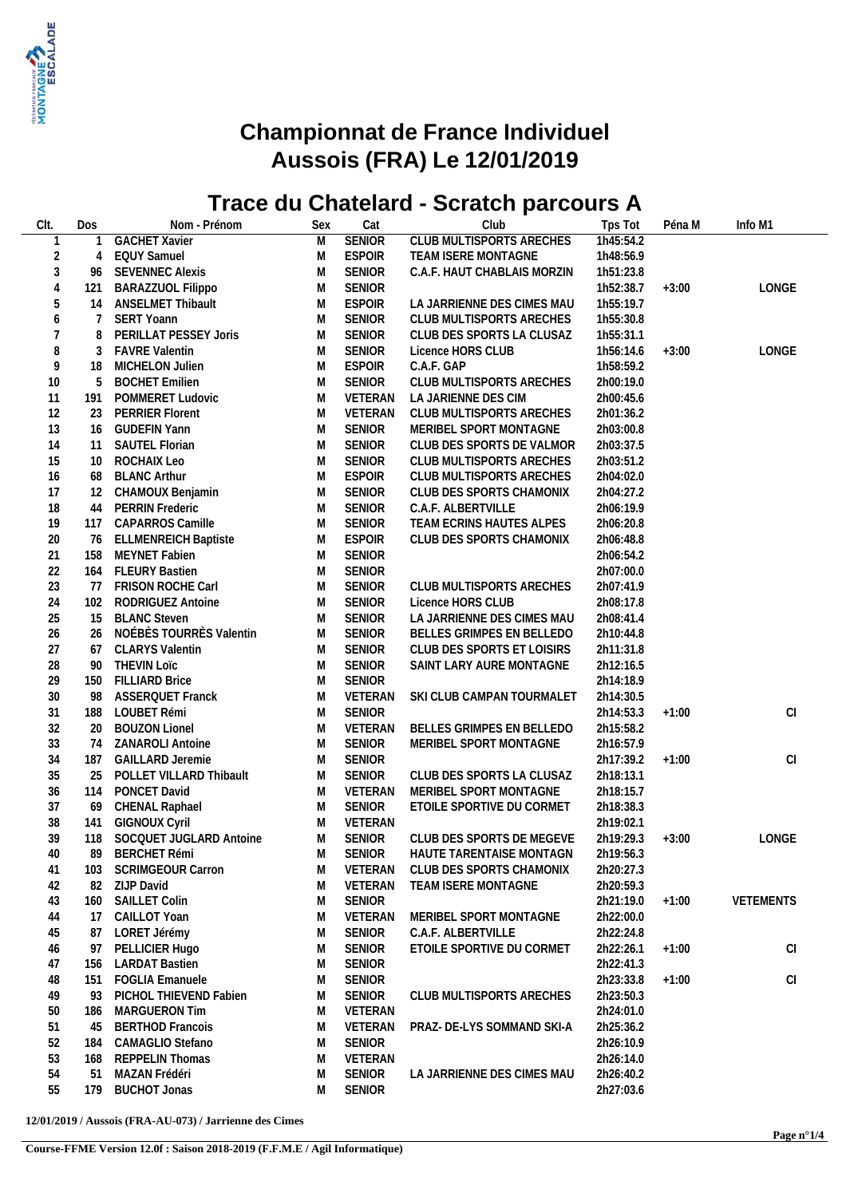# Championnat de France Individuel
# Aussois (FRA) Le 12/01/2019

## Trace du Chatelard - Scratch parcours A

| Clt. | Dos | Nom - Prénom | Sex | Cat | Club | Tps Tot | Péna M | Info M1 |
|---|---|---|---|---|---|---|---|---|
| 1 | 1 | GACHET Xavier | M | SENIOR | CLUB MULTISPORTS ARECHES | 1h45:54.2 | | |
| 2 | 4 | EQUY Samuel | M | ESPOIR | TEAM ISERE MONTAGNE | 1h48:56.9 | | |
| 3 | 96 | SEVENNEC Alexis | M | SENIOR | C.A.F. HAUT CHABLAIS MORZIN | 1h51:23.8 | | |
| 4 | 121 | BARAZZUOL Filippo | M | SENIOR | | 1h52:38.7 | +3:00 | LONGE |
| 5 | 14 | ANSELMET Thibault | M | ESPOIR | LA JARRIENNE DES CIMES MAU | 1h55:19.7 | | |
| 6 | 7 | SERT Yoann | M | SENIOR | CLUB MULTISPORTS ARECHES | 1h55:30.8 | | |
| 7 | 8 | PERILLAT PESSEY Joris | M | SENIOR | CLUB DES SPORTS LA CLUSAZ | 1h55:31.1 | | |
| 8 | 3 | FAVRE Valentin | M | SENIOR | Licence HORS CLUB | 1h56:14.6 | +3:00 | LONGE |
| 9 | 18 | MICHELON Julien | M | ESPOIR | C.A.F. GAP | 1h58:59.2 | | |
| 10 | 5 | BOCHET Emilien | M | SENIOR | CLUB MULTISPORTS ARECHES | 2h00:19.0 | | |
| 11 | 191 | POMMERET Ludovic | M | VETERAN | LA JARIENNE DES CIM | 2h00:45.6 | | |
| 12 | 23 | PERRIER Florent | M | VETERAN | CLUB MULTISPORTS ARECHES | 2h01:36.2 | | |
| 13 | 16 | GUDEFIN Yann | M | SENIOR | MERIBEL SPORT MONTAGNE | 2h03:00.8 | | |
| 14 | 11 | SAUTEL Florian | M | SENIOR | CLUB DES SPORTS DE VALMOR | 2h03:37.5 | | |
| 15 | 10 | ROCHAIX Leo | M | SENIOR | CLUB MULTISPORTS ARECHES | 2h03:51.2 | | |
| 16 | 68 | BLANC Arthur | M | ESPOIR | CLUB MULTISPORTS ARECHES | 2h04:02.0 | | |
| 17 | 12 | CHAMOUX Benjamin | M | SENIOR | CLUB DES SPORTS CHAMONIX | 2h04:27.2 | | |
| 18 | 44 | PERRIN Frederic | M | SENIOR | C.A.F. ALBERTVILLE | 2h06:19.9 | | |
| 19 | 117 | CAPARROS Camille | M | SENIOR | TEAM ECRINS HAUTES ALPES | 2h06:20.8 | | |
| 20 | 76 | ELLMENREICH Baptiste | M | ESPOIR | CLUB DES SPORTS CHAMONIX | 2h06:48.8 | | |
| 21 | 158 | MEYNET Fabien | M | SENIOR | | 2h06:54.2 | | |
| 22 | 164 | FLEURY Bastien | M | SENIOR | | 2h07:00.0 | | |
| 23 | 77 | FRISON ROCHE Carl | M | SENIOR | CLUB MULTISPORTS ARECHES | 2h07:41.9 | | |
| 24 | 102 | RODRIGUEZ Antoine | M | SENIOR | Licence HORS CLUB | 2h08:17.8 | | |
| 25 | 15 | BLANC Steven | M | SENIOR | LA JARRIENNE DES CIMES MAU | 2h08:41.4 | | |
| 26 | 26 | NOÉBÈS TOURRÈS Valentin | M | SENIOR | BELLES GRIMPES EN BELLEDO | 2h10:44.8 | | |
| 27 | 67 | CLARYS Valentin | M | SENIOR | CLUB DES SPORTS ET LOISIRS | 2h11:31.8 | | |
| 28 | 90 | THEVIN Loïc | M | SENIOR | SAINT LARY AURE MONTAGNE | 2h12:16.5 | | |
| 29 | 150 | FILLIARD Brice | M | SENIOR | | 2h14:18.9 | | |
| 30 | 98 | ASSERQUET Franck | M | VETERAN | SKI CLUB CAMPAN TOURMALET | 2h14:30.5 | | |
| 31 | 188 | LOUBET Rémi | M | SENIOR | | 2h14:53.3 | +1:00 | CI |
| 32 | 20 | BOUZON Lionel | M | VETERAN | BELLES GRIMPES EN BELLEDO | 2h15:58.2 | | |
| 33 | 74 | ZANAROLI Antoine | M | SENIOR | MERIBEL SPORT MONTAGNE | 2h16:57.9 | | |
| 34 | 187 | GAILLARD Jeremie | M | SENIOR | | 2h17:39.2 | +1:00 | CI |
| 35 | 25 | POLLET VILLARD Thibault | M | SENIOR | CLUB DES SPORTS LA CLUSAZ | 2h18:13.1 | | |
| 36 | 114 | PONCET David | M | VETERAN | MERIBEL SPORT MONTAGNE | 2h18:15.7 | | |
| 37 | 69 | CHENAL Raphael | M | SENIOR | ETOILE SPORTIVE DU CORMET | 2h18:38.3 | | |
| 38 | 141 | GIGNOUX Cyril | M | VETERAN | | 2h19:02.1 | | |
| 39 | 118 | SOCQUET JUGLARD Antoine | M | SENIOR | CLUB DES SPORTS DE MEGEVE | 2h19:29.3 | +3:00 | LONGE |
| 40 | 89 | BERCHET Rémi | M | SENIOR | HAUTE TARENTAISE MONTAGN | 2h19:56.3 | | |
| 41 | 103 | SCRIMGEOUR Carron | M | VETERAN | CLUB DES SPORTS CHAMONIX | 2h20:27.3 | | |
| 42 | 82 | ZIJP David | M | VETERAN | TEAM ISERE MONTAGNE | 2h20:59.3 | | |
| 43 | 160 | SAILLET Colin | M | SENIOR | | 2h21:19.0 | +1:00 | VETEMENTS |
| 44 | 17 | CAILLOT Yoan | M | VETERAN | MERIBEL SPORT MONTAGNE | 2h22:00.0 | | |
| 45 | 87 | LORET Jérémy | M | SENIOR | C.A.F. ALBERTVILLE | 2h22:24.8 | | |
| 46 | 97 | PELLICIER Hugo | M | SENIOR | ETOILE SPORTIVE DU CORMET | 2h22:26.1 | +1:00 | CI |
| 47 | 156 | LARDAT Bastien | M | SENIOR | | 2h22:41.3 | | |
| 48 | 151 | FOGLIA Emanuele | M | SENIOR | | 2h23:33.8 | +1:00 | CI |
| 49 | 93 | PICHOL THIEVEND Fabien | M | SENIOR | CLUB MULTISPORTS ARECHES | 2h23:50.3 | | |
| 50 | 186 | MARGUERON Tim | M | VETERAN | | 2h24:01.0 | | |
| 51 | 45 | BERTHOD Francois | M | VETERAN | PRAZ- DE-LYS SOMMAND SKI-A | 2h25:36.2 | | |
| 52 | 184 | CAMAGLIO Stefano | M | SENIOR | | 2h26:10.9 | | |
| 53 | 168 | REPPELIN Thomas | M | VETERAN | | 2h26:14.0 | | |
| 54 | 51 | MAZAN Frédéri | M | SENIOR | LA JARRIENNE DES CIMES MAU | 2h26:40.2 | | |
| 55 | 179 | BUCHOT Jonas | M | SENIOR | | 2h27:03.6 | | |

**12/01/2019 / Aussois (FRA-AU-073) / Jarrienne des Cimes**

**Course-FFME Version 12.0f : Saison 2018-2019 (F.F.M.E / Agil Informatique)**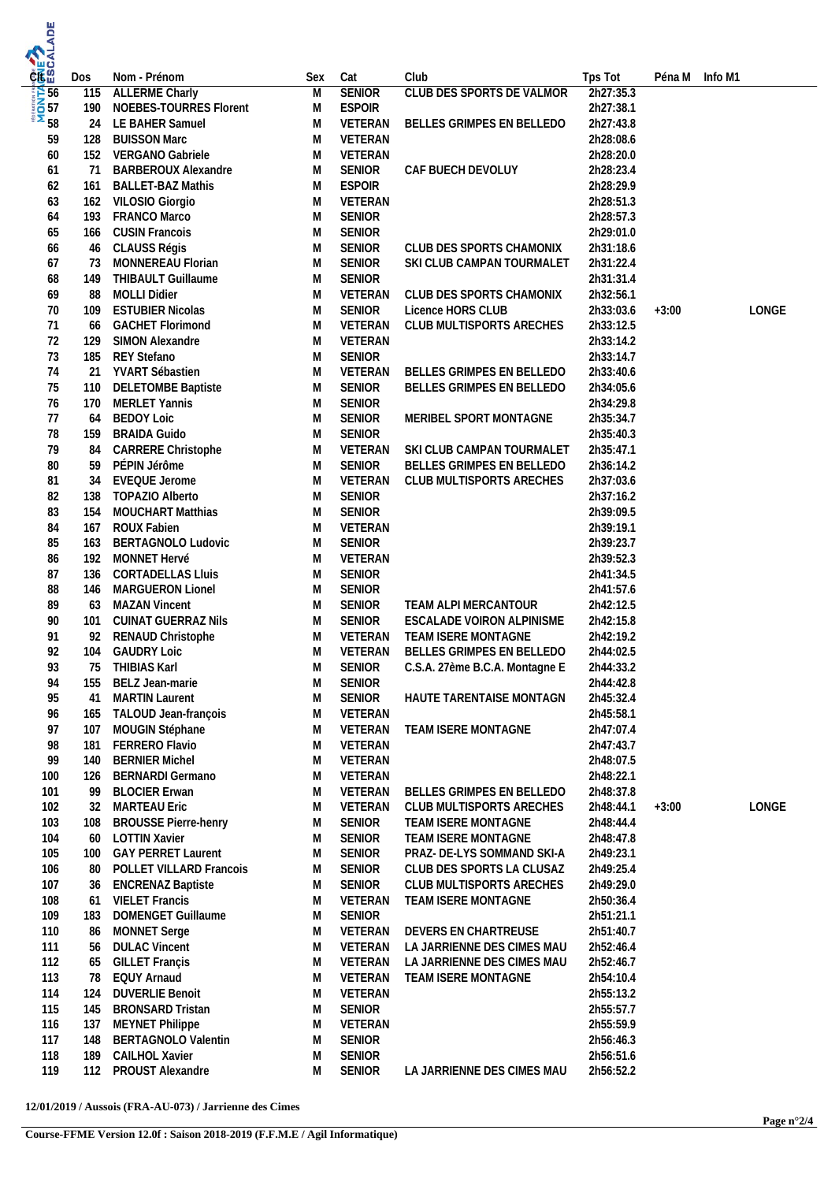| Clt | Dos | Nom - Prénom | Sex | Cat | Club | Tps Tot | Péna M | Info M1 |
|---|---|---|---|---|---|---|---|---|
| 56 | 115 | ALLERME Charly | M | SENIOR | CLUB DES SPORTS DE VALMOR | 2h27:35.3 | | |
| 57 | 190 | NOEBES-TOURRES Florent | M | ESPOIR | | 2h27:38.1 | | |
| 58 | 24 | LE BAHER Samuel | M | VETERAN | BELLES GRIMPES EN BELLEDO | 2h27:43.8 | | |
| 59 | 128 | BUISSON Marc | M | VETERAN | | 2h28:08.6 | | |
| 60 | 152 | VERGANO Gabriele | M | VETERAN | | 2h28:20.0 | | |
| 61 | 71 | BARBEROUX Alexandre | M | SENIOR | CAF BUECH DEVOLUY | 2h28:23.4 | | |
| 62 | 161 | BALLET-BAZ Mathis | M | ESPOIR | | 2h28:29.9 | | |
| 63 | 162 | VILOSIO Giorgio | M | VETERAN | | 2h28:51.3 | | |
| 64 | 193 | FRANCO Marco | M | SENIOR | | 2h28:57.3 | | |
| 65 | 166 | CUSIN Francois | M | SENIOR | | 2h29:01.0 | | |
| 66 | 46 | CLAUSS Régis | M | SENIOR | CLUB DES SPORTS CHAMONIX | 2h31:18.6 | | |
| 67 | 73 | MONNEREAU Florian | M | SENIOR | SKI CLUB CAMPAN TOURMALET | 2h31:22.4 | | |
| 68 | 149 | THIBAULT Guillaume | M | SENIOR | | 2h31:31.4 | | |
| 69 | 88 | MOLLI Didier | M | VETERAN | CLUB DES SPORTS CHAMONIX | 2h32:56.1 | | |
| 70 | 109 | ESTUBIER Nicolas | M | SENIOR | Licence HORS CLUB | 2h33:03.6 | +3:00 | LONGE |
| 71 | 66 | GACHET Florimond | M | VETERAN | CLUB MULTISPORTS ARECHES | 2h33:12.5 | | |
| 72 | 129 | SIMON Alexandre | M | VETERAN | | 2h33:14.2 | | |
| 73 | 185 | REY Stefano | M | SENIOR | | 2h33:14.7 | | |
| 74 | 21 | YVART Sébastien | M | VETERAN | BELLES GRIMPES EN BELLEDO | 2h33:40.6 | | |
| 75 | 110 | DELETOMBE Baptiste | M | SENIOR | BELLES GRIMPES EN BELLEDO | 2h34:05.6 | | |
| 76 | 170 | MERLET Yannis | M | SENIOR | | 2h34:29.8 | | |
| 77 | 64 | BEDOY Loic | M | SENIOR | MERIBEL SPORT MONTAGNE | 2h35:34.7 | | |
| 78 | 159 | BRAIDA Guido | M | SENIOR | | 2h35:40.3 | | |
| 79 | 84 | CARRERE Christophe | M | VETERAN | SKI CLUB CAMPAN TOURMALET | 2h35:47.1 | | |
| 80 | 59 | PÉPIN Jérôme | M | SENIOR | BELLES GRIMPES EN BELLEDO | 2h36:14.2 | | |
| 81 | 34 | EVEQUE Jerome | M | VETERAN | CLUB MULTISPORTS ARECHES | 2h37:03.6 | | |
| 82 | 138 | TOPAZIO Alberto | M | SENIOR | | 2h37:16.2 | | |
| 83 | 154 | MOUCHART Matthias | M | SENIOR | | 2h39:09.5 | | |
| 84 | 167 | ROUX Fabien | M | VETERAN | | 2h39:19.1 | | |
| 85 | 163 | BERTAGNOLO Ludovic | M | SENIOR | | 2h39:23.7 | | |
| 86 | 192 | MONNET Hervé | M | VETERAN | | 2h39:52.3 | | |
| 87 | 136 | CORTADELLAS Lluis | M | SENIOR | | 2h41:34.5 | | |
| 88 | 146 | MARGUERON Lionel | M | SENIOR | | 2h41:57.6 | | |
| 89 | 63 | MAZAN Vincent | M | SENIOR | TEAM ALPI MERCANTOUR | 2h42:12.5 | | |
| 90 | 101 | CUINAT GUERRAZ Nils | M | SENIOR | ESCALADE VOIRON ALPINISME | 2h42:15.8 | | |
| 91 | 92 | RENAUD Christophe | M | VETERAN | TEAM ISERE MONTAGNE | 2h42:19.2 | | |
| 92 | 104 | GAUDRY Loic | M | VETERAN | BELLES GRIMPES EN BELLEDO | 2h44:02.5 | | |
| 93 | 75 | THIBIAS Karl | M | SENIOR | C.S.A. 27ème B.C.A. Montagne E | 2h44:33.2 | | |
| 94 | 155 | BELZ Jean-marie | M | SENIOR | | 2h44:42.8 | | |
| 95 | 41 | MARTIN Laurent | M | SENIOR | HAUTE TARENTAISE MONTAGN | 2h45:32.4 | | |
| 96 | 165 | TALOUD Jean-françois | M | VETERAN | | 2h45:58.1 | | |
| 97 | 107 | MOUGIN Stéphane | M | VETERAN | TEAM ISERE MONTAGNE | 2h47:07.4 | | |
| 98 | 181 | FERRERO Flavio | M | VETERAN | | 2h47:43.7 | | |
| 99 | 140 | BERNIER Michel | M | VETERAN | | 2h48:07.5 | | |
| 100 | 126 | BERNARDI Germano | M | VETERAN | | 2h48:22.1 | | |
| 101 | 99 | BLOCIER Erwan | M | VETERAN | BELLES GRIMPES EN BELLEDO | 2h48:37.8 | | |
| 102 | 32 | MARTEAU Eric | M | VETERAN | CLUB MULTISPORTS ARECHES | 2h48:44.1 | +3:00 | LONGE |
| 103 | 108 | BROUSSE Pierre-henry | M | SENIOR | TEAM ISERE MONTAGNE | 2h48:44.4 | | |
| 104 | 60 | LOTTIN Xavier | M | SENIOR | TEAM ISERE MONTAGNE | 2h48:47.8 | | |
| 105 | 100 | GAY PERRET Laurent | M | SENIOR | PRAZ- DE-LYS SOMMAND SKI-A | 2h49:23.1 | | |
| 106 | 80 | POLLET VILLARD Francois | M | SENIOR | CLUB DES SPORTS LA CLUSAZ | 2h49:25.4 | | |
| 107 | 36 | ENCRENAZ Baptiste | M | SENIOR | CLUB MULTISPORTS ARECHES | 2h49:29.0 | | |
| 108 | 61 | VIELET Francis | M | VETERAN | TEAM ISERE MONTAGNE | 2h50:36.4 | | |
| 109 | 183 | DOMENGET Guillaume | M | SENIOR | | 2h51:21.1 | | |
| 110 | 86 | MONNET Serge | M | VETERAN | DEVERS EN CHARTREUSE | 2h51:40.7 | | |
| 111 | 56 | DULAC Vincent | M | VETERAN | LA JARRIENNE DES CIMES MAU | 2h52:46.4 | | |
| 112 | 65 | GILLET Françis | M | VETERAN | LA JARRIENNE DES CIMES MAU | 2h52:46.7 | | |
| 113 | 78 | EQUY Arnaud | M | VETERAN | TEAM ISERE MONTAGNE | 2h54:10.4 | | |
| 114 | 124 | DUVERLIE Benoit | M | VETERAN | | 2h55:13.2 | | |
| 115 | 145 | BRONSARD Tristan | M | SENIOR | | 2h55:57.7 | | |
| 116 | 137 | MEYNET Philippe | M | VETERAN | | 2h55:59.9 | | |
| 117 | 148 | BERTAGNOLO Valentin | M | SENIOR | | 2h56:46.3 | | |
| 118 | 189 | CAILHOL Xavier | M | SENIOR | | 2h56:51.6 | | |
| 119 | 112 | PROUST Alexandre | M | SENIOR | LA JARRIENNE DES CIMES MAU | 2h56:52.2 | | |

**12/01/2019 / Aussois (FRA-AU-073) / Jarrienne des Cimes**

**Course-FFME Version 12.0f : Saison 2018-2019 (F.F.M.E / Agil Informatique)**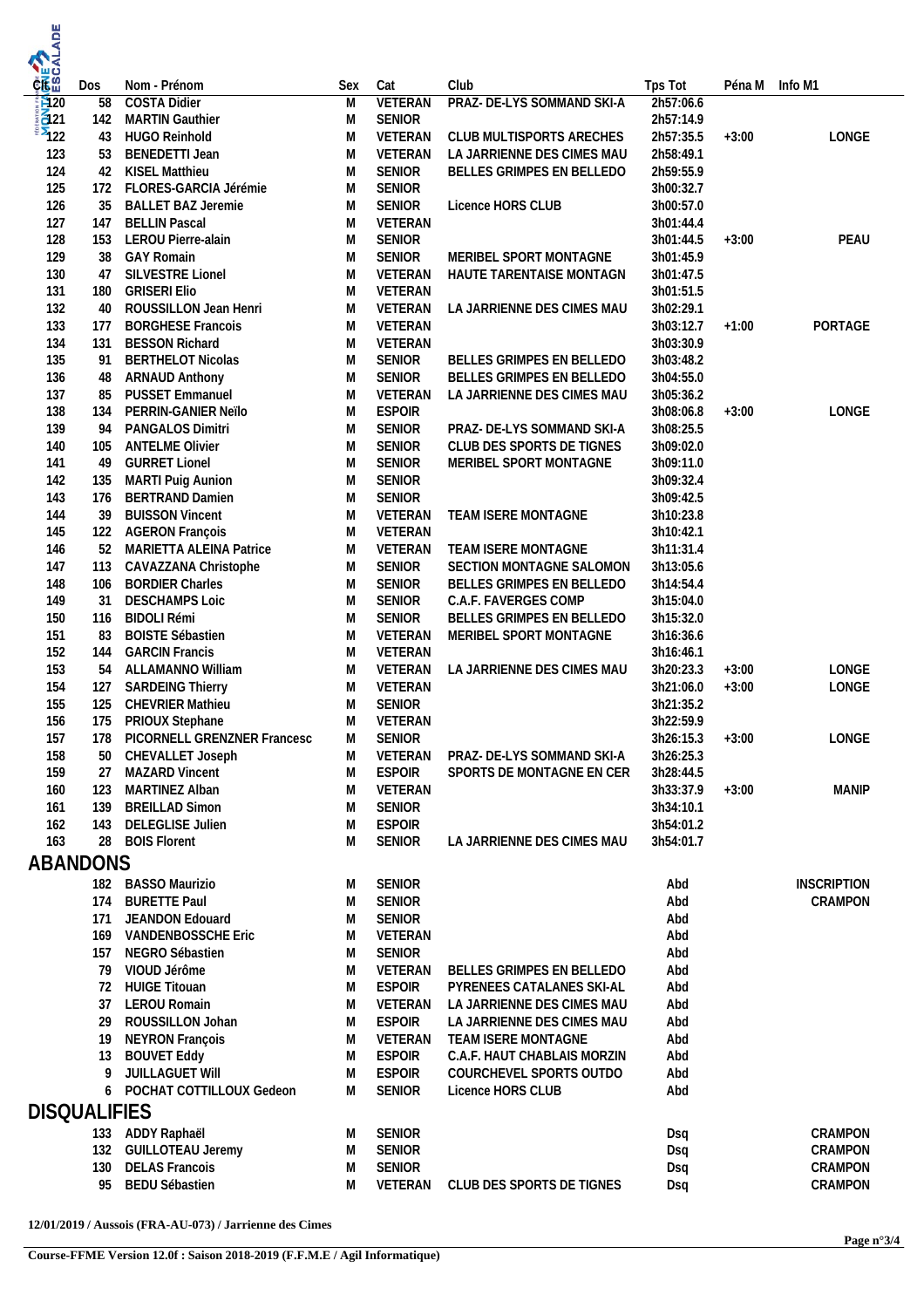| Clt | Dos | Nom - Prénom | Sex | Cat | Club | Tps Tot | Péna M | Info M1 |
|---|---|---|---|---|---|---|---|---|
| 120 | 58 | COSTA Didier | M | VETERAN | PRAZ- DE-LYS SOMMAND SKI-A | 2h57:06.6 | | |
| 121 | 142 | MARTIN Gauthier | M | SENIOR | | 2h57:14.9 | | |
| 122 | 43 | HUGO Reinhold | M | VETERAN | CLUB MULTISPORTS ARECHES | 2h57:35.5 | +3:00 | LONGE |
| 123 | 53 | BENEDETTI Jean | M | VETERAN | LA JARRIENNE DES CIMES MAU | 2h58:49.1 | | |
| 124 | 42 | KISEL Matthieu | M | SENIOR | BELLES GRIMPES EN BELLEDO | 2h59:55.9 | | |
| 125 | 172 | FLORES-GARCIA Jérémie | M | SENIOR | | 3h00:32.7 | | |
| 126 | 35 | BALLET BAZ Jeremie | M | SENIOR | Licence HORS CLUB | 3h00:57.0 | | |
| 127 | 147 | BELLIN Pascal | M | VETERAN | | 3h01:44.4 | | |
| 128 | 153 | LEROU Pierre-alain | M | SENIOR | | 3h01:44.5 | +3:00 | PEAU |
| 129 | 38 | GAY Romain | M | SENIOR | MERIBEL SPORT MONTAGNE | 3h01:45.9 | | |
| 130 | 47 | SILVESTRE Lionel | M | VETERAN | HAUTE TARENTAISE MONTAGN | 3h01:47.5 | | |
| 131 | 180 | GRISERI Elio | M | VETERAN | | 3h01:51.5 | | |
| 132 | 40 | ROUSSILLON Jean Henri | M | VETERAN | LA JARRIENNE DES CIMES MAU | 3h02:29.1 | | |
| 133 | 177 | BORGHESE Francois | M | VETERAN | | 3h03:12.7 | +1:00 | PORTAGE |
| 134 | 131 | BESSON Richard | M | VETERAN | | 3h03:30.9 | | |
| 135 | 91 | BERTHELOT Nicolas | M | SENIOR | BELLES GRIMPES EN BELLEDO | 3h03:48.2 | | |
| 136 | 48 | ARNAUD Anthony | M | SENIOR | BELLES GRIMPES EN BELLEDO | 3h04:55.0 | | |
| 137 | 85 | PUSSET Emmanuel | M | VETERAN | LA JARRIENNE DES CIMES MAU | 3h05:36.2 | | |
| 138 | 134 | PERRIN-GANIER Neïlo | M | ESPOIR | | 3h08:06.8 | +3:00 | LONGE |
| 139 | 94 | PANGALOS Dimitri | M | SENIOR | PRAZ- DE-LYS SOMMAND SKI-A | 3h08:25.5 | | |
| 140 | 105 | ANTELME Olivier | M | SENIOR | CLUB DES SPORTS DE TIGNES | 3h09:02.0 | | |
| 141 | 49 | GURRET Lionel | M | SENIOR | MERIBEL SPORT MONTAGNE | 3h09:11.0 | | |
| 142 | 135 | MARTI Puig Aunion | M | SENIOR | | 3h09:32.4 | | |
| 143 | 176 | BERTRAND Damien | M | SENIOR | | 3h09:42.5 | | |
| 144 | 39 | BUISSON Vincent | M | VETERAN | TEAM ISERE MONTAGNE | 3h10:23.8 | | |
| 145 | 122 | AGERON François | M | VETERAN | | 3h10:42.1 | | |
| 146 | 52 | MARIETTA ALEINA Patrice | M | VETERAN | TEAM ISERE MONTAGNE | 3h11:31.4 | | |
| 147 | 113 | CAVAZZANA Christophe | M | SENIOR | SECTION MONTAGNE SALOMON | 3h13:05.6 | | |
| 148 | 106 | BORDIER Charles | M | SENIOR | BELLES GRIMPES EN BELLEDO | 3h14:54.4 | | |
| 149 | 31 | DESCHAMPS Loic | M | SENIOR | C.A.F. FAVERGES COMP | 3h15:04.0 | | |
| 150 | 116 | BIDOLI Rémi | M | SENIOR | BELLES GRIMPES EN BELLEDO | 3h15:32.0 | | |
| 151 | 83 | BOISTE Sébastien | M | VETERAN | MERIBEL SPORT MONTAGNE | 3h16:36.6 | | |
| 152 | 144 | GARCIN Francis | M | VETERAN | | 3h16:46.1 | | |
| 153 | 54 | ALLAMANNO William | M | VETERAN | LA JARRIENNE DES CIMES MAU | 3h20:23.3 | +3:00 | LONGE |
| 154 | 127 | SARDEING Thierry | M | VETERAN | | 3h21:06.0 | +3:00 | LONGE |
| 155 | 125 | CHEVRIER Mathieu | M | SENIOR | | 3h21:35.2 | | |
| 156 | 175 | PRIOUX Stephane | M | VETERAN | | 3h22:59.9 | | |
| 157 | 178 | PICORNELL GRENZNER Francesc | M | SENIOR | | 3h26:15.3 | +3:00 | LONGE |
| 158 | 50 | CHEVALLET Joseph | M | VETERAN | PRAZ- DE-LYS SOMMAND SKI-A | 3h26:25.3 | | |
| 159 | 27 | MAZARD Vincent | M | ESPOIR | SPORTS DE MONTAGNE EN CER | 3h28:44.5 | | |
| 160 | 123 | MARTINEZ Alban | M | VETERAN | | 3h33:37.9 | +3:00 | MANIP |
| 161 | 139 | BREILLAD Simon | M | SENIOR | | 3h34:10.1 | | |
| 162 | 143 | DELEGLISE Julien | M | ESPOIR | | 3h54:01.2 | | |
| 163 | 28 | BOIS Florent | M | SENIOR | LA JARRIENNE DES CIMES MAU | 3h54:01.7 | | |

## ABANDONS

| Clt | Dos | Nom - Prénom | Sex | Cat | Club | Tps Tot | Péna M | Info M1 |
|---|---|---|---|---|---|---|---|---|
| | 182 | BASSO Maurizio | M | SENIOR | | Abd | | INSCRIPTION |
| | 174 | BURETTE Paul | M | SENIOR | | Abd | | CRAMPON |
| | 171 | JEANDON Edouard | M | SENIOR | | Abd | | |
| | 169 | VANDENBOSSCHE Eric | M | VETERAN | | Abd | | |
| | 157 | NEGRO Sébastien | M | SENIOR | | Abd | | |
| | 79 | VIOUD Jérôme | M | VETERAN | BELLES GRIMPES EN BELLEDO | Abd | | |
| | 72 | HUIGE Titouan | M | ESPOIR | PYRENEES CATALANES SKI-AL | Abd | | |
| | 37 | LEROU Romain | M | VETERAN | LA JARRIENNE DES CIMES MAU | Abd | | |
| | 29 | ROUSSILLON Johan | M | ESPOIR | LA JARRIENNE DES CIMES MAU | Abd | | |
| | 19 | NEYRON François | M | VETERAN | TEAM ISERE MONTAGNE | Abd | | |
| | 13 | BOUVET Eddy | M | ESPOIR | C.A.F. HAUT CHABLAIS MORZIN | Abd | | |
| | 9 | JUILLAGUET Will | M | ESPOIR | COURCHEVEL SPORTS OUTDO | Abd | | |
| | 6 | POCHAT COTTILLOUX Gedeon | M | SENIOR | Licence HORS CLUB | Abd | | |

## DISQUALIFIES

| Clt | Dos | Nom - Prénom | Sex | Cat | Club | Tps Tot | Péna M | Info M1 |
|---|---|---|---|---|---|---|---|---|
| | 133 | ADDY Raphaël | M | SENIOR | | Dsq | | CRAMPON |
| | 132 | GUILLOTEAU Jeremy | M | SENIOR | | Dsq | | CRAMPON |
| | 130 | DELAS Francois | M | SENIOR | | Dsq | | CRAMPON |
| | 95 | BEDU Sébastien | M | VETERAN | CLUB DES SPORTS DE TIGNES | Dsq | | CRAMPON |

**12/01/2019 / Aussois (FRA-AU-073) / Jarrienne des Cimes**

**Course-FFME Version 12.0f : Saison 2018-2019 (F.F.M.E / Agil Informatique)**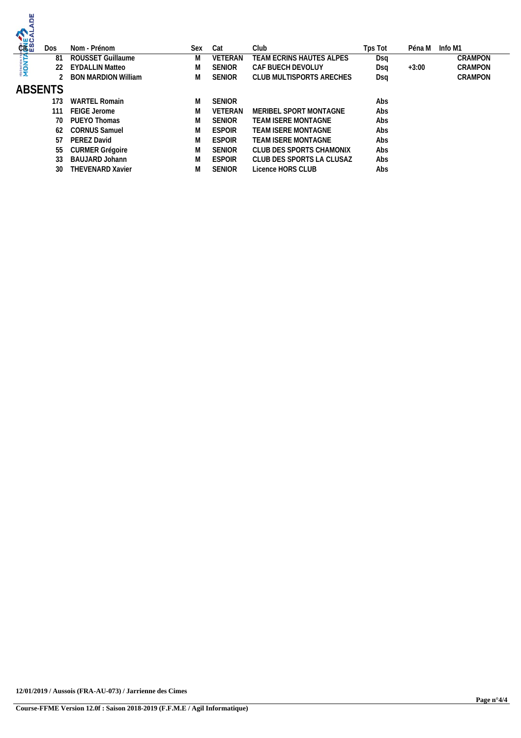| Clt | Dos | Nom - Prénom | Sex | Cat | Club | Tps Tot | Péna M | Info M1 |
|---|---|---|---|---|---|---|---|---|
| | 81 | ROUSSET Guillaume | M | VETERAN | TEAM ECRINS HAUTES ALPES | Dsq | | CRAMPON |
| | 22 | EYDALLIN Matteo | M | SENIOR | CAF BUECH DEVOLUY | Dsq | +3:00 | CRAMPON |
| | 2 | BON MARDION William | M | SENIOR | CLUB MULTISPORTS ARECHES | Dsq | | CRAMPON |

## ABSENTS

| | Dos | Nom - Prénom | Sex | Cat | Club | Tps Tot |
|---|---|---|---|---|---|---|
| | 173 | WARTEL Romain | M | SENIOR | | Abs |
| | 111 | FEIGE Jerome | M | VETERAN | MERIBEL SPORT MONTAGNE | Abs |
| | 70 | PUEYO Thomas | M | SENIOR | TEAM ISERE MONTAGNE | Abs |
| | 62 | CORNUS Samuel | M | ESPOIR | TEAM ISERE MONTAGNE | Abs |
| | 57 | PEREZ David | M | ESPOIR | TEAM ISERE MONTAGNE | Abs |
| | 55 | CURMER Grégoire | M | SENIOR | CLUB DES SPORTS CHAMONIX | Abs |
| | 33 | BAUJARD Johann | M | ESPOIR | CLUB DES SPORTS LA CLUSAZ | Abs |
| | 30 | THEVENARD Xavier | M | SENIOR | Licence HORS CLUB | Abs |

**12/01/2019 / Aussois (FRA-AU-073) / Jarrienne des Cimes**

**Course-FFME Version 12.0f : Saison 2018-2019 (F.F.M.E / Agil Informatique)**